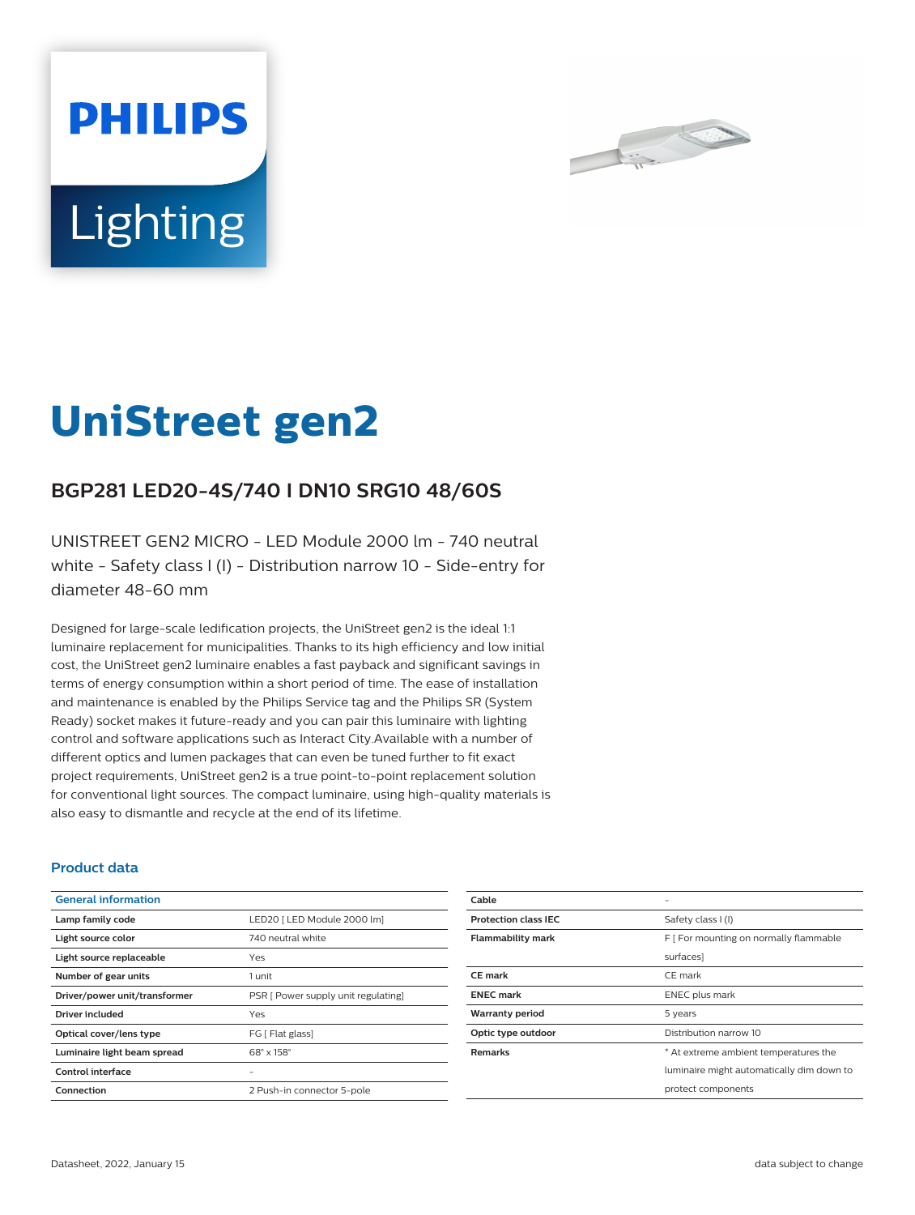# UniStreet gen2

## BGP281 LED20-4S/740 I DN10 SRG10 48/60S

UNISTREET GEN2 MICRO - LED Module 2000 lm - 740 neutral white - Safety class I (I) - Distribution narrow 10 - Side-entry for diameter 48-60 mm

Designed for large-scale ledification projects, the UniStreet gen2 is the ideal 1:1 luminaire replacement for municipalities. Thanks to its high efficiency and low initial cost, the UniStreet gen2 luminaire enables a fast payback and significant savings in terms of energy consumption within a short period of time. The ease of installation and maintenance is enabled by the Philips Service tag and the Philips SR (System Ready) socket makes it future-ready and you can pair this luminaire with lighting control and software applications such as Interact City.Available with a number of different optics and lumen packages that can even be tuned further to fit exact project requirements, UniStreet gen2 is a true point-to-point replacement solution for conventional light sources. The compact luminaire, using high-quality materials is also easy to dismantle and recycle at the end of its lifetime.

### Product data

| General information | |
|---|---|
| **Lamp family code** | LED20 [ LED Module 2000 lm] |
| **Light source color** | 740 neutral white |
| **Light source replaceable** | Yes |
| **Number of gear units** | 1 unit |
| **Driver/power unit/transformer** | PSR [ Power supply unit regulating] |
| **Driver included** | Yes |
| **Optical cover/lens type** | FG [ Flat glass] |
| **Luminaire light beam spread** | 68° x 158° |
| **Control interface** | - |
| **Connection** | 2 Push-in connector 5-pole |
| **Cable** | - |
| **Protection class IEC** | Safety class I (I) |
| **Flammability mark** | F [ For mounting on normally flammable surfaces] |
| **CE mark** | CE mark |
| **ENEC mark** | ENEC plus mark |
| **Warranty period** | 5 years |
| **Optic type outdoor** | Distribution narrow 10 |
| **Remarks** | * At extreme ambient temperatures the luminaire might automatically dim down to protect components |

Datasheet, 2022, January 15

data subject to change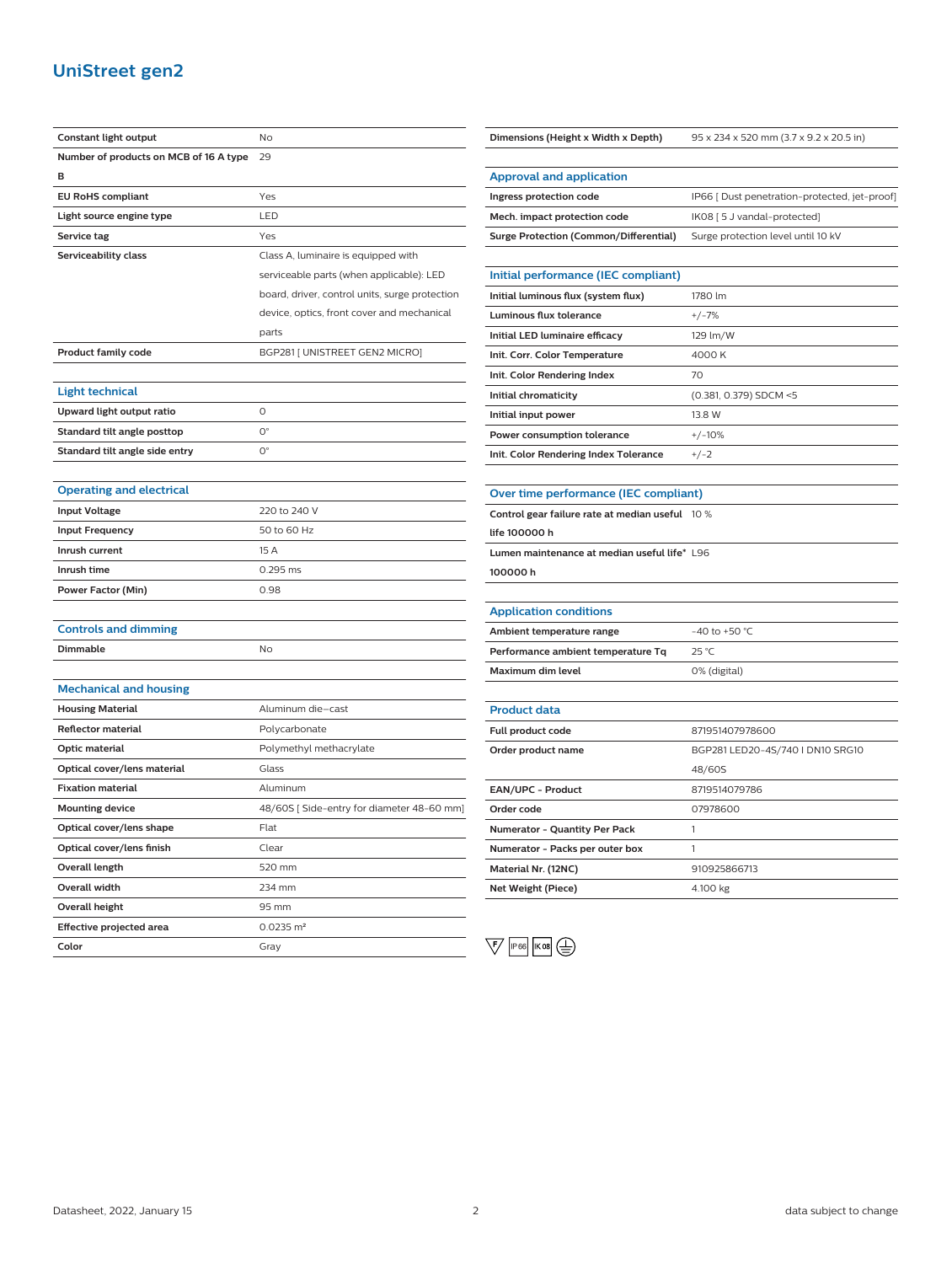# UniStreet gen2

| | |
|---|---|
| Constant light output | No |
| Number of products on MCB of 16 A type B | 29 |
| EU RoHS compliant | Yes |
| Light source engine type | LED |
| Service tag | Yes |
| Serviceability class | Class A, luminaire is equipped with serviceable parts (when applicable): LED board, driver, control units, surge protection device, optics, front cover and mechanical parts |
| Product family code | BGP281 [ UNISTREET GEN2 MICRO] |

## Light technical

| | |
|---|---|
| Upward light output ratio | 0 |
| Standard tilt angle posttop | 0° |
| Standard tilt angle side entry | 0° |

## Operating and electrical

| | |
|---|---|
| Input Voltage | 220 to 240 V |
| Input Frequency | 50 to 60 Hz |
| Inrush current | 15 A |
| Inrush time | 0.295 ms |
| Power Factor (Min) | 0.98 |

## Controls and dimming

| | |
|---|---|
| Dimmable | No |

## Mechanical and housing

| | |
|---|---|
| Housing Material | Aluminum die-cast |
| Reflector material | Polycarbonate |
| Optic material | Polymethyl methacrylate |
| Optical cover/lens material | Glass |
| Fixation material | Aluminum |
| Mounting device | 48/60S [ Side-entry for diameter 48-60 mm] |
| Optical cover/lens shape | Flat |
| Optical cover/lens finish | Clear |
| Overall length | 520 mm |
| Overall width | 234 mm |
| Overall height | 95 mm |
| Effective projected area | 0.0235 m² |
| Color | Gray |

| | |
|---|---|
| Dimensions (Height x Width x Depth) | 95 x 234 x 520 mm (3.7 x 9.2 x 20.5 in) |

## Approval and application

| | |
|---|---|
| Ingress protection code | IP66 [ Dust penetration-protected, jet-proof] |
| Mech. impact protection code | IK08 [ 5 J vandal-protected] |
| Surge Protection (Common/Differential) | Surge protection level until 10 kV |

## Initial performance (IEC compliant)

| | |
|---|---|
| Initial luminous flux (system flux) | 1780 lm |
| Luminous flux tolerance | +/-7% |
| Initial LED luminaire efficacy | 129 lm/W |
| Init. Corr. Color Temperature | 4000 K |
| Init. Color Rendering Index | 70 |
| Initial chromaticity | (0.381, 0.379) SDCM <5 |
| Initial input power | 13.8 W |
| Power consumption tolerance | +/-10% |
| Init. Color Rendering Index Tolerance | +/-2 |

## Over time performance (IEC compliant)

| | |
|---|---|
| Control gear failure rate at median useful life 100000 h | 10 % |
| Lumen maintenance at median useful life* 100000 h | L96 |

## Application conditions

| | |
|---|---|
| Ambient temperature range | -40 to +50 °C |
| Performance ambient temperature Tq | 25 °C |
| Maximum dim level | 0% (digital) |

## Product data

| | |
|---|---|
| Full product code | 871951407978600 |
| Order product name | BGP281 LED20-4S/740 I DN10 SRG10 48/60S |
| EAN/UPC - Product | 8719514079786 |
| Order code | 07978600 |
| Numerator - Quantity Per Pack | 1 |
| Numerator - Packs per outer box | 1 |
| Material Nr. (12NC) | 910925866713 |
| Net Weight (Piece) | 4.100 kg |

F IP66 IK08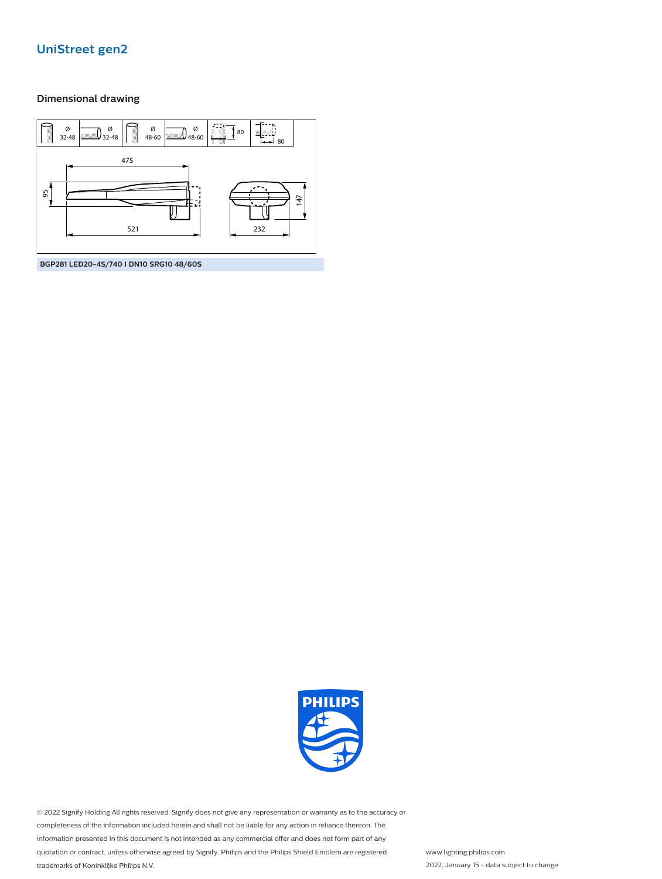## UniStreet gen2

### Dimensional drawing

Ø 32-48
Ø 32-48
Ø 48-60
Ø 48-60
80
80
475
95
521
232
147

BGP281 LED20-4S/740 I DN10 SRG10 48/60S

© 2022 Signify Holding All rights reserved. Signify does not give any representation or warranty as to the accuracy or completeness of the information included herein and shall not be liable for any action in reliance thereon. The information presented in this document is not intended as any commercial offer and does not form part of any quotation or contract, unless otherwise agreed by Signify. Philips and the Philips Shield Emblem are registered trademarks of Koninklijke Philips N.V.

www.lighting.philips.com

2022, January 15 - data subject to change